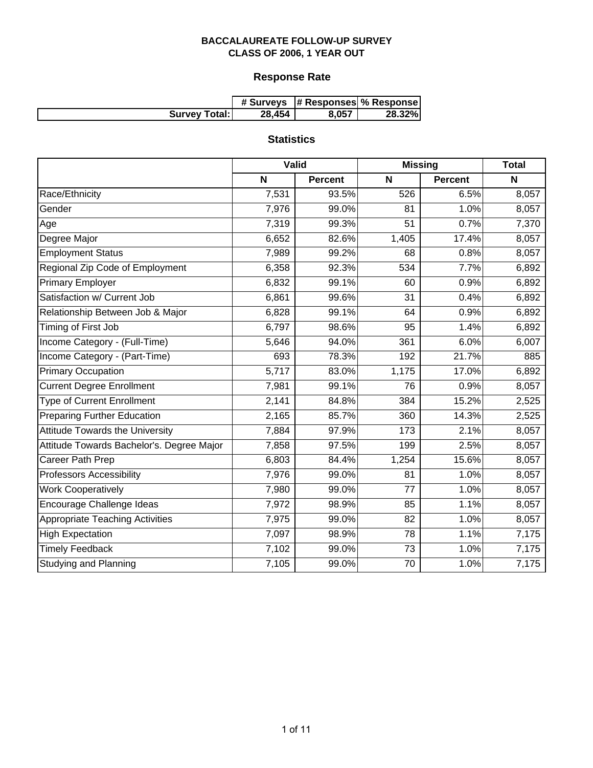# BACCALAUREATE FOLLOW-UP SURVEY
## CLASS OF 2006, 1 YEAR OUT

### Response Rate

| | # Surveys | # Responses | % Response |
|---|---|---|---|
| Survey Total: | 28,454 | 8,057 | 28.32% |

### Statistics

| | Valid | | Missing | | Total |
|---|---|---|---|---|---|
| | N | Percent | N | Percent | N |
| Race/Ethnicity | 7,531 | 93.5% | 526 | 6.5% | 8,057 |
| Gender | 7,976 | 99.0% | 81 | 1.0% | 8,057 |
| Age | 7,319 | 99.3% | 51 | 0.7% | 7,370 |
| Degree Major | 6,652 | 82.6% | 1,405 | 17.4% | 8,057 |
| Employment Status | 7,989 | 99.2% | 68 | 0.8% | 8,057 |
| Regional Zip Code of Employment | 6,358 | 92.3% | 534 | 7.7% | 6,892 |
| Primary Employer | 6,832 | 99.1% | 60 | 0.9% | 6,892 |
| Satisfaction w/ Current Job | 6,861 | 99.6% | 31 | 0.4% | 6,892 |
| Relationship Between Job & Major | 6,828 | 99.1% | 64 | 0.9% | 6,892 |
| Timing of First Job | 6,797 | 98.6% | 95 | 1.4% | 6,892 |
| Income Category - (Full-Time) | 5,646 | 94.0% | 361 | 6.0% | 6,007 |
| Income Category - (Part-Time) | 693 | 78.3% | 192 | 21.7% | 885 |
| Primary Occupation | 5,717 | 83.0% | 1,175 | 17.0% | 6,892 |
| Current Degree Enrollment | 7,981 | 99.1% | 76 | 0.9% | 8,057 |
| Type of Current Enrollment | 2,141 | 84.8% | 384 | 15.2% | 2,525 |
| Preparing Further Education | 2,165 | 85.7% | 360 | 14.3% | 2,525 |
| Attitude Towards the University | 7,884 | 97.9% | 173 | 2.1% | 8,057 |
| Attitude Towards Bachelor's. Degree Major | 7,858 | 97.5% | 199 | 2.5% | 8,057 |
| Career Path Prep | 6,803 | 84.4% | 1,254 | 15.6% | 8,057 |
| Professors Accessibility | 7,976 | 99.0% | 81 | 1.0% | 8,057 |
| Work Cooperatively | 7,980 | 99.0% | 77 | 1.0% | 8,057 |
| Encourage Challenge Ideas | 7,972 | 98.9% | 85 | 1.1% | 8,057 |
| Appropriate Teaching Activities | 7,975 | 99.0% | 82 | 1.0% | 8,057 |
| High Expectation | 7,097 | 98.9% | 78 | 1.1% | 7,175 |
| Timely Feedback | 7,102 | 99.0% | 73 | 1.0% | 7,175 |
| Studying and Planning | 7,105 | 99.0% | 70 | 1.0% | 7,175 |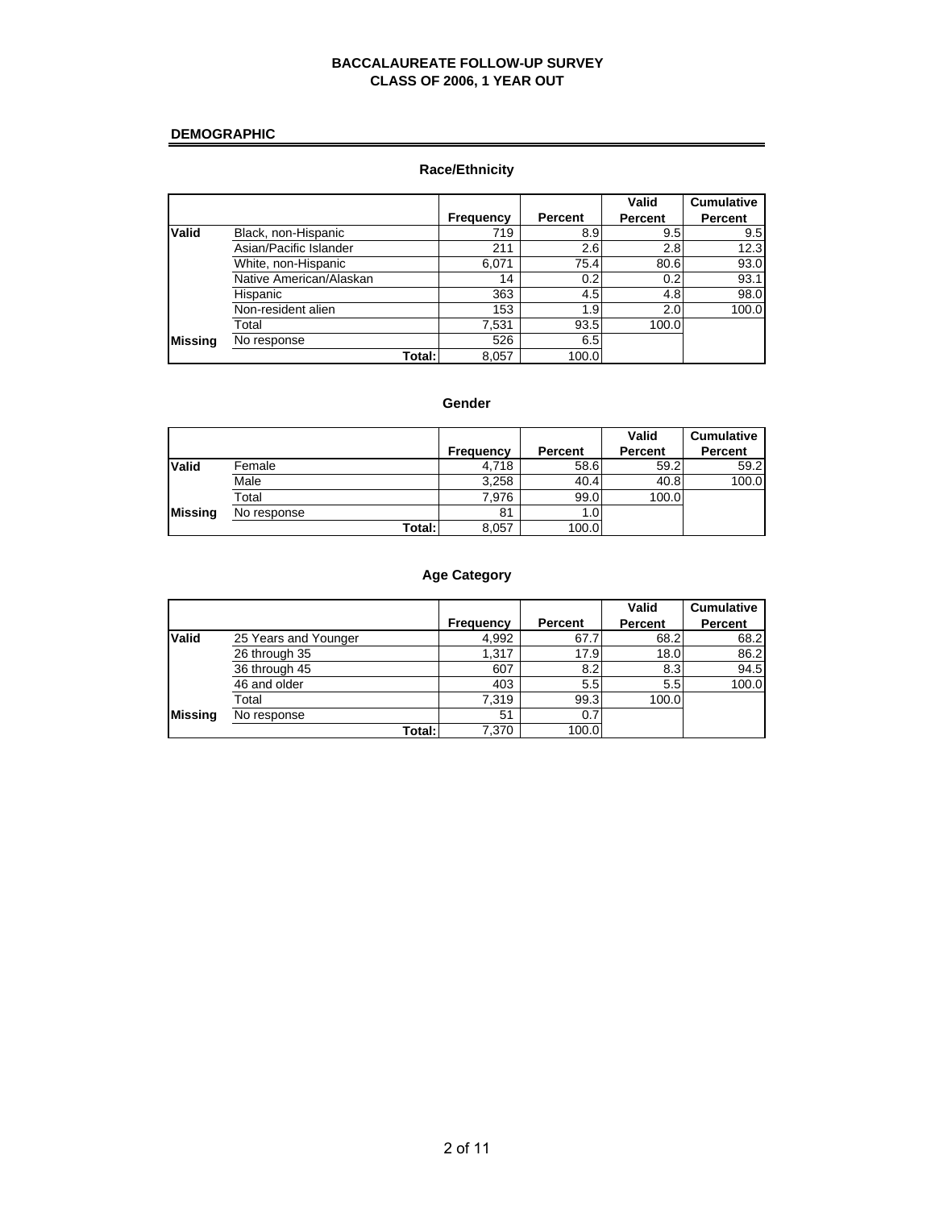# BACCALAUREATE FOLLOW-UP SURVEY
# CLASS OF 2006, 1 YEAR OUT

## DEMOGRAPHIC

### Race/Ethnicity

| | | Frequency | Percent | Valid Percent | Cumulative Percent |
|---|---|---|---|---|---|
| Valid | Black, non-Hispanic | 719 | 8.9 | 9.5 | 9.5 |
| | Asian/Pacific Islander | 211 | 2.6 | 2.8 | 12.3 |
| | White, non-Hispanic | 6,071 | 75.4 | 80.6 | 93.0 |
| | Native American/Alaskan | 14 | 0.2 | 0.2 | 93.1 |
| | Hispanic | 363 | 4.5 | 4.8 | 98.0 |
| | Non-resident alien | 153 | 1.9 | 2.0 | 100.0 |
| | Total | 7,531 | 93.5 | 100.0 | |
| Missing | No response | 526 | 6.5 | | |
| | Total: | 8,057 | 100.0 | | |

### Gender

| | | Frequency | Percent | Valid Percent | Cumulative Percent |
|---|---|---|---|---|---|
| Valid | Female | 4,718 | 58.6 | 59.2 | 59.2 |
| | Male | 3,258 | 40.4 | 40.8 | 100.0 |
| | Total | 7,976 | 99.0 | 100.0 | |
| Missing | No response | 81 | 1.0 | | |
| | Total: | 8,057 | 100.0 | | |

### Age Category

| | | Frequency | Percent | Valid Percent | Cumulative Percent |
|---|---|---|---|---|---|
| Valid | 25 Years and Younger | 4,992 | 67.7 | 68.2 | 68.2 |
| | 26 through 35 | 1,317 | 17.9 | 18.0 | 86.2 |
| | 36 through 45 | 607 | 8.2 | 8.3 | 94.5 |
| | 46 and older | 403 | 5.5 | 5.5 | 100.0 |
| | Total | 7,319 | 99.3 | 100.0 | |
| Missing | No response | 51 | 0.7 | | |
| | Total: | 7,370 | 100.0 | | |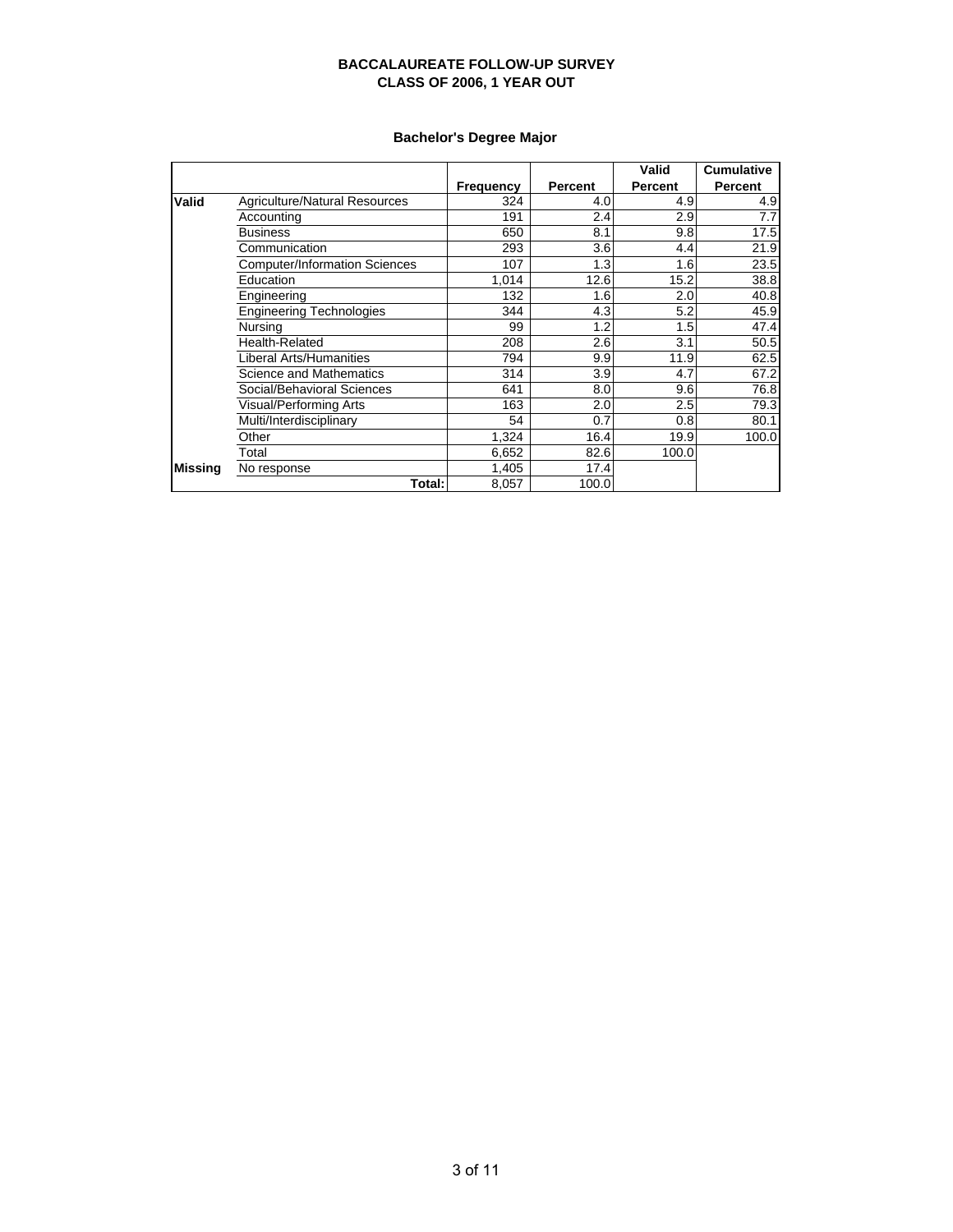# BACCALAUREATE FOLLOW-UP SURVEY
## CLASS OF 2006, 1 YEAR OUT

### Bachelor's Degree Major

| | | Frequency | Percent | Valid Percent | Cumulative Percent |
|---|---|---|---|---|---|
| **Valid** | Agriculture/Natural Resources | 324 | 4.0 | 4.9 | 4.9 |
| | Accounting | 191 | 2.4 | 2.9 | 7.7 |
| | Business | 650 | 8.1 | 9.8 | 17.5 |
| | Communication | 293 | 3.6 | 4.4 | 21.9 |
| | Computer/Information Sciences | 107 | 1.3 | 1.6 | 23.5 |
| | Education | 1,014 | 12.6 | 15.2 | 38.8 |
| | Engineering | 132 | 1.6 | 2.0 | 40.8 |
| | Engineering Technologies | 344 | 4.3 | 5.2 | 45.9 |
| | Nursing | 99 | 1.2 | 1.5 | 47.4 |
| | Health-Related | 208 | 2.6 | 3.1 | 50.5 |
| | Liberal Arts/Humanities | 794 | 9.9 | 11.9 | 62.5 |
| | Science and Mathematics | 314 | 3.9 | 4.7 | 67.2 |
| | Social/Behavioral Sciences | 641 | 8.0 | 9.6 | 76.8 |
| | Visual/Performing Arts | 163 | 2.0 | 2.5 | 79.3 |
| | Multi/Interdisciplinary | 54 | 0.7 | 0.8 | 80.1 |
| | Other | 1,324 | 16.4 | 19.9 | 100.0 |
| | Total | 6,652 | 82.6 | 100.0 | |
| **Missing** | No response | 1,405 | 17.4 | | |
| | **Total:** | 8,057 | 100.0 | | |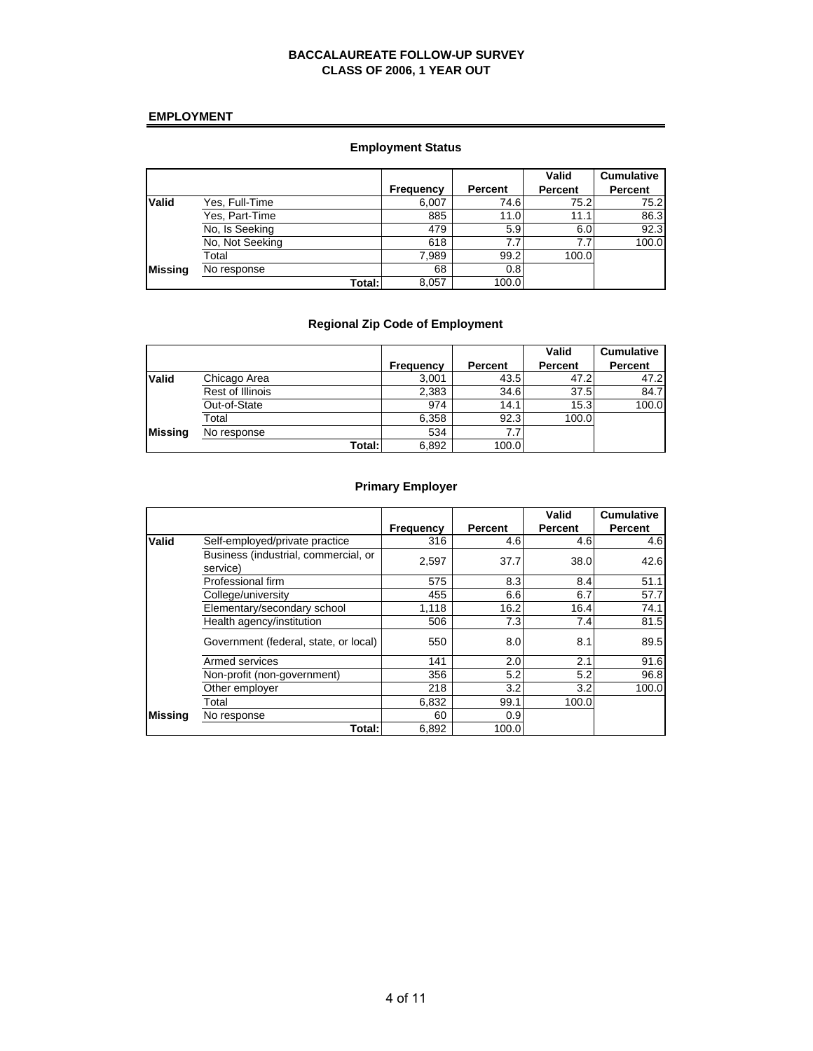# BACCALAUREATE FOLLOW-UP SURVEY
## CLASS OF 2006, 1 YEAR OUT

## EMPLOYMENT

### Employment Status

| | | Frequency | Percent | Valid Percent | Cumulative Percent |
|---|---|---|---|---|---|
| **Valid** | Yes, Full-Time | 6,007 | 74.6 | 75.2 | 75.2 |
| | Yes, Part-Time | 885 | 11.0 | 11.1 | 86.3 |
| | No, Is Seeking | 479 | 5.9 | 6.0 | 92.3 |
| | No, Not Seeking | 618 | 7.7 | 7.7 | 100.0 |
| | Total | 7,989 | 99.2 | 100.0 | |
| **Missing** | No response | 68 | 0.8 | | |
| | **Total:** | 8,057 | 100.0 | | |

### Regional Zip Code of Employment

| | | Frequency | Percent | Valid Percent | Cumulative Percent |
|---|---|---|---|---|---|
| **Valid** | Chicago Area | 3,001 | 43.5 | 47.2 | 47.2 |
| | Rest of Illinois | 2,383 | 34.6 | 37.5 | 84.7 |
| | Out-of-State | 974 | 14.1 | 15.3 | 100.0 |
| | Total | 6,358 | 92.3 | 100.0 | |
| **Missing** | No response | 534 | 7.7 | | |
| | **Total:** | 6,892 | 100.0 | | |

### Primary Employer

| | | Frequency | Percent | Valid Percent | Cumulative Percent |
|---|---|---|---|---|---|
| **Valid** | Self-employed/private practice | 316 | 4.6 | 4.6 | 4.6 |
| | Business (industrial, commercial, or service) | 2,597 | 37.7 | 38.0 | 42.6 |
| | Professional firm | 575 | 8.3 | 8.4 | 51.1 |
| | College/university | 455 | 6.6 | 6.7 | 57.7 |
| | Elementary/secondary school | 1,118 | 16.2 | 16.4 | 74.1 |
| | Health agency/institution | 506 | 7.3 | 7.4 | 81.5 |
| | Government (federal, state, or local) | 550 | 8.0 | 8.1 | 89.5 |
| | Armed services | 141 | 2.0 | 2.1 | 91.6 |
| | Non-profit (non-government) | 356 | 5.2 | 5.2 | 96.8 |
| | Other employer | 218 | 3.2 | 3.2 | 100.0 |
| | Total | 6,832 | 99.1 | 100.0 | |
| **Missing** | No response | 60 | 0.9 | | |
| | **Total:** | 6,892 | 100.0 | | |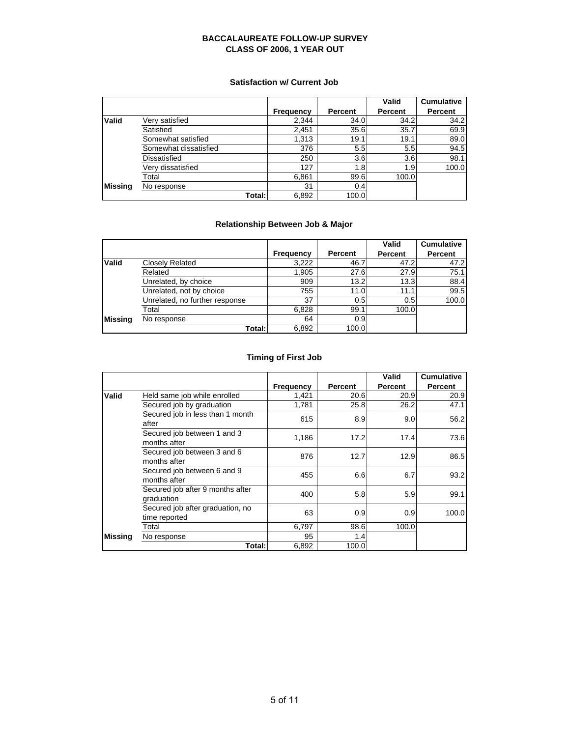# BACCALAUREATE FOLLOW-UP SURVEY
## CLASS OF 2006, 1 YEAR OUT

### Satisfaction w/ Current Job

| | | Frequency | Percent | Valid Percent | Cumulative Percent |
|---|---|---|---|---|---|
| **Valid** | Very satisfied | 2,344 | 34.0 | 34.2 | 34.2 |
| | Satisfied | 2,451 | 35.6 | 35.7 | 69.9 |
| | Somewhat satisfied | 1,313 | 19.1 | 19.1 | 89.0 |
| | Somewhat dissatisfied | 376 | 5.5 | 5.5 | 94.5 |
| | Dissatisfied | 250 | 3.6 | 3.6 | 98.1 |
| | Very dissatisfied | 127 | 1.8 | 1.9 | 100.0 |
| | Total | 6,861 | 99.6 | 100.0 | |
| **Missing** | No response | 31 | 0.4 | | |
| | Total: | 6,892 | 100.0 | | |

### Relationship Between Job & Major

| | | Frequency | Percent | Valid Percent | Cumulative Percent |
|---|---|---|---|---|---|
| **Valid** | Closely Related | 3,222 | 46.7 | 47.2 | 47.2 |
| | Related | 1,905 | 27.6 | 27.9 | 75.1 |
| | Unrelated, by choice | 909 | 13.2 | 13.3 | 88.4 |
| | Unrelated, not by choice | 755 | 11.0 | 11.1 | 99.5 |
| | Unrelated, no further response | 37 | 0.5 | 0.5 | 100.0 |
| | Total | 6,828 | 99.1 | 100.0 | |
| **Missing** | No response | 64 | 0.9 | | |
| | Total: | 6,892 | 100.0 | | |

### Timing of First Job

| | | Frequency | Percent | Valid Percent | Cumulative Percent |
|---|---|---|---|---|---|
| **Valid** | Held same job while enrolled | 1,421 | 20.6 | 20.9 | 20.9 |
| | Secured job by graduation | 1,781 | 25.8 | 26.2 | 47.1 |
| | Secured job in less than 1 month after | 615 | 8.9 | 9.0 | 56.2 |
| | Secured job between 1 and 3 months after | 1,186 | 17.2 | 17.4 | 73.6 |
| | Secured job between 3 and 6 months after | 876 | 12.7 | 12.9 | 86.5 |
| | Secured job between 6 and 9 months after | 455 | 6.6 | 6.7 | 93.2 |
| | Secured job after 9 months after graduation | 400 | 5.8 | 5.9 | 99.1 |
| | Secured job after graduation, no time reported | 63 | 0.9 | 0.9 | 100.0 |
| | Total | 6,797 | 98.6 | 100.0 | |
| **Missing** | No response | 95 | 1.4 | | |
| | Total: | 6,892 | 100.0 | | |